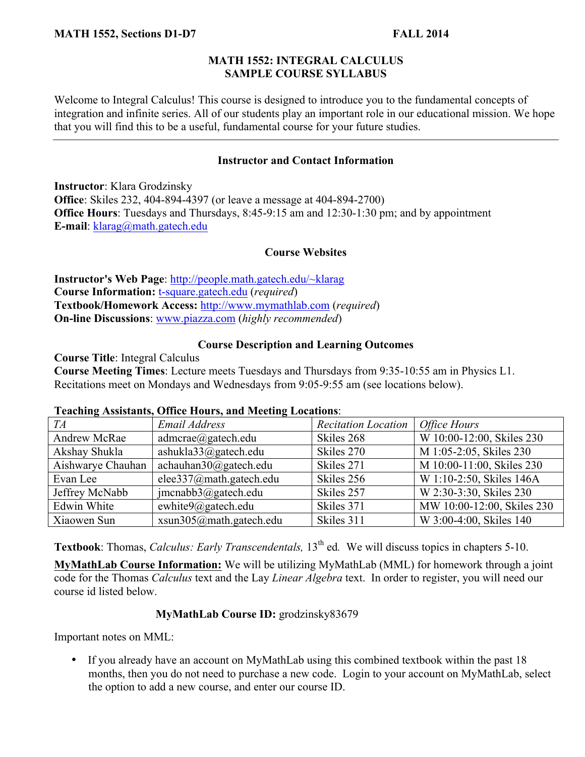**MATH 1552, Sections D1-D7** **FALL 2014**

# MATH 1552: INTEGRAL CALCULUS
## SAMPLE COURSE SYLLABUS

Welcome to Integral Calculus! This course is designed to introduce you to the fundamental concepts of integration and infinite series. All of our students play an important role in our educational mission. We hope that you will find this to be a useful, fundamental course for your future studies.

---

### Instructor and Contact Information

**Instructor**: Klara Grodzinsky
**Office**: Skiles 232, 404-894-4397 (or leave a message at 404-894-2700)
**Office Hours**: Tuesdays and Thursdays, 8:45-9:15 am and 12:30-1:30 pm; and by appointment
**E-mail**: klarag@math.gatech.edu

### Course Websites

**Instructor's Web Page**: http://people.math.gatech.edu/~klarag
**Course Information:** t-square.gatech.edu (*required*)
**Textbook/Homework Access:** http://www.mymathlab.com (*required*)
**On-line Discussions**: www.piazza.com (*highly recommended*)

### Course Description and Learning Outcomes

**Course Title**: Integral Calculus
**Course Meeting Times**: Lecture meets Tuesdays and Thursdays from 9:35-10:55 am in Physics L1. Recitations meet on Mondays and Wednesdays from 9:05-9:55 am (see locations below).

**Teaching Assistants, Office Hours, and Meeting Locations**:

| *TA* | *Email Address* | *Recitation Location* | *Office Hours* |
|---|---|---|---|
| Andrew McRae | admcrae@gatech.edu | Skiles 268 | W 10:00-12:00, Skiles 230 |
| Akshay Shukla | ashukla33@gatech.edu | Skiles 270 | M 1:05-2:05, Skiles 230 |
| Aishwarye Chauhan | achauhan30@gatech.edu | Skiles 271 | M 10:00-11:00, Skiles 230 |
| Evan Lee | elee337@math.gatech.edu | Skiles 256 | W 1:10-2:50, Skiles 146A |
| Jeffrey McNabb | jmcnabb3@gatech.edu | Skiles 257 | W 2:30-3:30, Skiles 230 |
| Edwin White | ewhite9@gatech.edu | Skiles 371 | MW 10:00-12:00, Skiles 230 |
| Xiaowen Sun | xsun305@math.gatech.edu | Skiles 311 | W 3:00-4:00, Skiles 140 |

**Textbook**: Thomas, *Calculus: Early Transcendentals,* 13th ed. We will discuss topics in chapters 5-10.

**MyMathLab Course Information:** We will be utilizing MyMathLab (MML) for homework through a joint code for the Thomas *Calculus* text and the Lay *Linear Algebra* text. In order to register, you will need our course id listed below.

**MyMathLab Course ID:** grodzinsky83679

Important notes on MML:

- If you already have an account on MyMathLab using this combined textbook within the past 18 months, then you do not need to purchase a new code. Login to your account on MyMathLab, select the option to add a new course, and enter our course ID.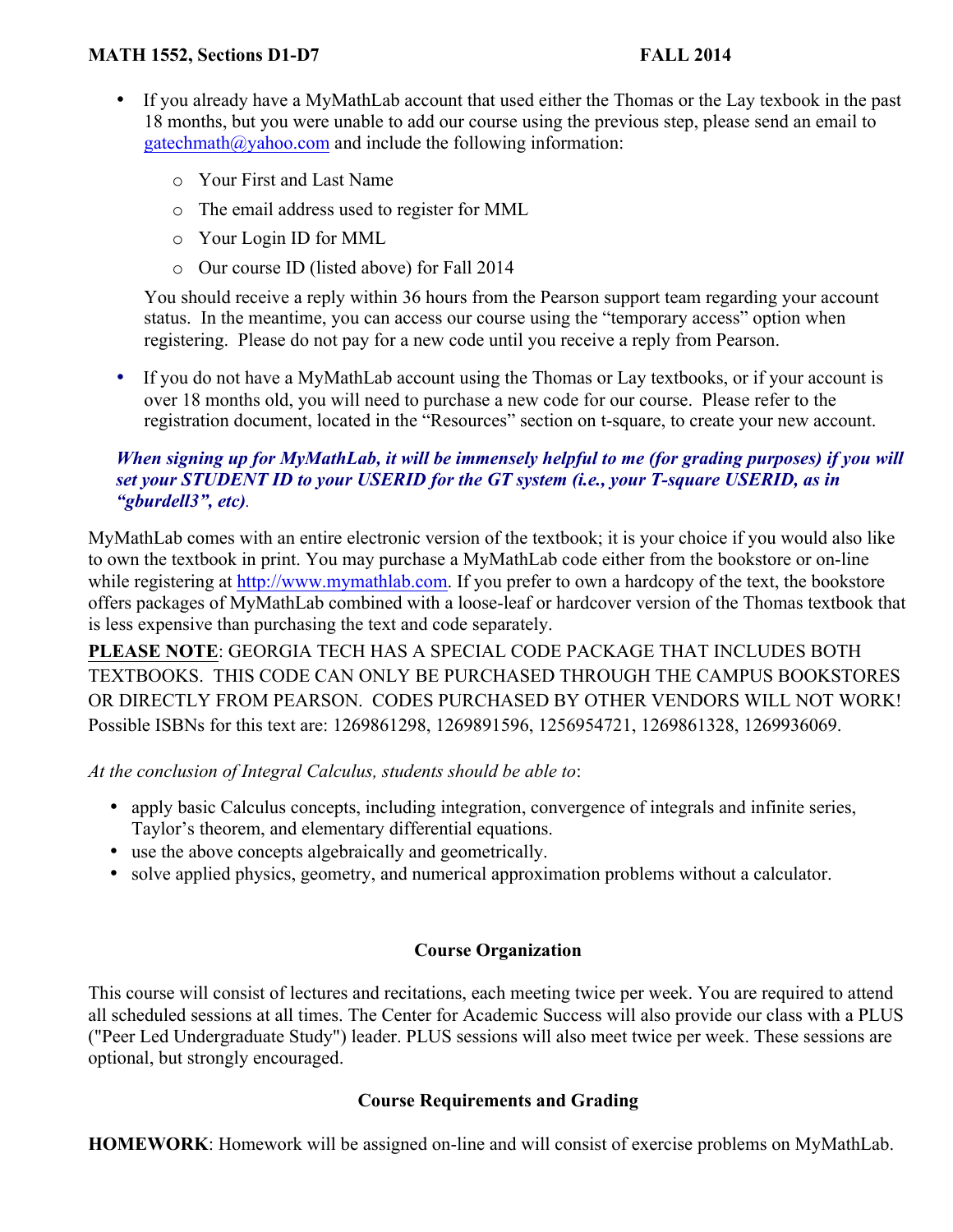- If you already have a MyMathLab account that used either the Thomas or the Lay texbook in the past 18 months, but you were unable to add our course using the previous step, please send an email to gatechmath@yahoo.com and include the following information:
  - Your First and Last Name
  - The email address used to register for MML
  - Your Login ID for MML
  - Our course ID (listed above) for Fall 2014

  You should receive a reply within 36 hours from the Pearson support team regarding your account status. In the meantime, you can access our course using the "temporary access" option when registering. Please do not pay for a new code until you receive a reply from Pearson.

- If you do not have a MyMathLab account using the Thomas or Lay textbooks, or if your account is over 18 months old, you will need to purchase a new code for our course. Please refer to the registration document, located in the "Resources" section on t-square, to create your new account.

***When signing up for MyMathLab, it will be immensely helpful to me (for grading purposes) if you will set your STUDENT ID to your USERID for the GT system (i.e., your T-square USERID, as in "gburdell3", etc).***

MyMathLab comes with an entire electronic version of the textbook; it is your choice if you would also like to own the textbook in print. You may purchase a MyMathLab code either from the bookstore or on-line while registering at http://www.mymathlab.com. If you prefer to own a hardcopy of the text, the bookstore offers packages of MyMathLab combined with a loose-leaf or hardcover version of the Thomas textbook that is less expensive than purchasing the text and code separately.

**PLEASE NOTE**: GEORGIA TECH HAS A SPECIAL CODE PACKAGE THAT INCLUDES BOTH TEXTBOOKS. THIS CODE CAN ONLY BE PURCHASED THROUGH THE CAMPUS BOOKSTORES OR DIRECTLY FROM PEARSON. CODES PURCHASED BY OTHER VENDORS WILL NOT WORK! Possible ISBNs for this text are: 1269861298, 1269891596, 1256954721, 1269861328, 1269936069.

*At the conclusion of Integral Calculus, students should be able to*:

- apply basic Calculus concepts, including integration, convergence of integrals and infinite series, Taylor's theorem, and elementary differential equations.
- use the above concepts algebraically and geometrically.
- solve applied physics, geometry, and numerical approximation problems without a calculator.

## Course Organization

This course will consist of lectures and recitations, each meeting twice per week. You are required to attend all scheduled sessions at all times. The Center for Academic Success will also provide our class with a PLUS ("Peer Led Undergraduate Study") leader. PLUS sessions will also meet twice per week. These sessions are optional, but strongly encouraged.

## Course Requirements and Grading

**HOMEWORK**: Homework will be assigned on-line and will consist of exercise problems on MyMathLab.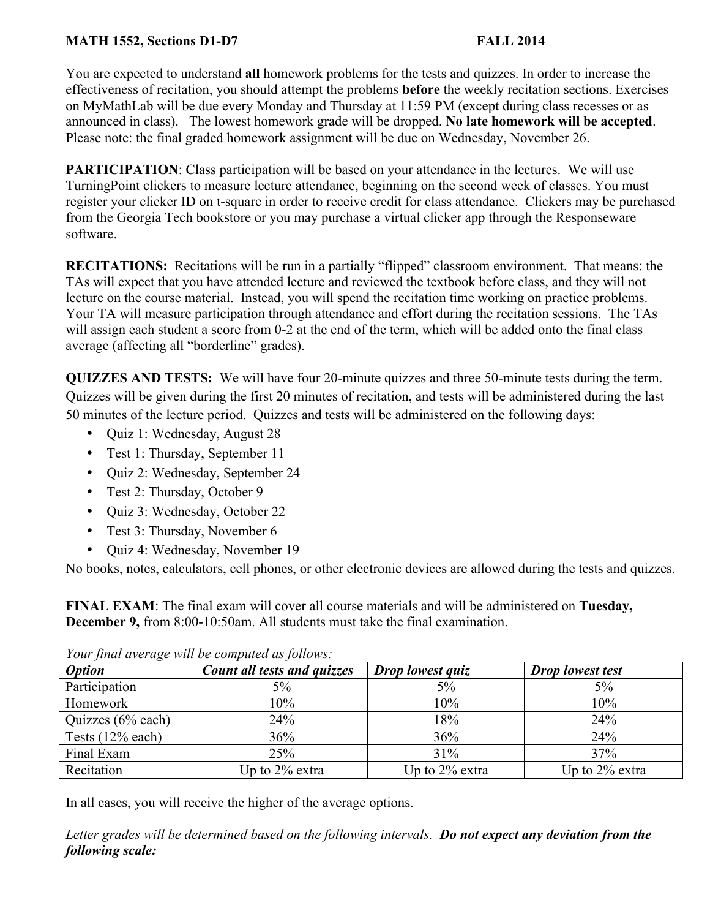**MATH 1552, Sections D1-D7** **FALL 2014**

You are expected to understand **all** homework problems for the tests and quizzes. In order to increase the effectiveness of recitation, you should attempt the problems **before** the weekly recitation sections. Exercises on MyMathLab will be due every Monday and Thursday at 11:59 PM (except during class recesses or as announced in class). The lowest homework grade will be dropped. **No late homework will be accepted**. Please note: the final graded homework assignment will be due on Wednesday, November 26.

**PARTICIPATION**: Class participation will be based on your attendance in the lectures. We will use TurningPoint clickers to measure lecture attendance, beginning on the second week of classes. You must register your clicker ID on t-square in order to receive credit for class attendance. Clickers may be purchased from the Georgia Tech bookstore or you may purchase a virtual clicker app through the Responseware software.

**RECITATIONS:** Recitations will be run in a partially "flipped" classroom environment. That means: the TAs will expect that you have attended lecture and reviewed the textbook before class, and they will not lecture on the course material. Instead, you will spend the recitation time working on practice problems. Your TA will measure participation through attendance and effort during the recitation sessions. The TAs will assign each student a score from 0-2 at the end of the term, which will be added onto the final class average (affecting all "borderline" grades).

**QUIZZES AND TESTS:** We will have four 20-minute quizzes and three 50-minute tests during the term. Quizzes will be given during the first 20 minutes of recitation, and tests will be administered during the last 50 minutes of the lecture period. Quizzes and tests will be administered on the following days:

- Quiz 1: Wednesday, August 28
- Test 1: Thursday, September 11
- Quiz 2: Wednesday, September 24
- Test 2: Thursday, October 9
- Quiz 3: Wednesday, October 22
- Test 3: Thursday, November 6
- Quiz 4: Wednesday, November 19

No books, notes, calculators, cell phones, or other electronic devices are allowed during the tests and quizzes.

**FINAL EXAM**: The final exam will cover all course materials and will be administered on **Tuesday, December 9,** from 8:00-10:50am. All students must take the final examination.

*Your final average will be computed as follows:*

| ***Option*** | ***Count all tests and quizzes*** | ***Drop lowest quiz*** | ***Drop lowest test*** |
|---|---|---|---|
| Participation | 5% | 5% | 5% |
| Homework | 10% | 10% | 10% |
| Quizzes (6% each) | 24% | 18% | 24% |
| Tests (12% each) | 36% | 36% | 24% |
| Final Exam | 25% | 31% | 37% |
| Recitation | Up to 2% extra | Up to 2% extra | Up to 2% extra |

In all cases, you will receive the higher of the average options.

*Letter grades will be determined based on the following intervals.* ***Do not expect any deviation from the following scale:***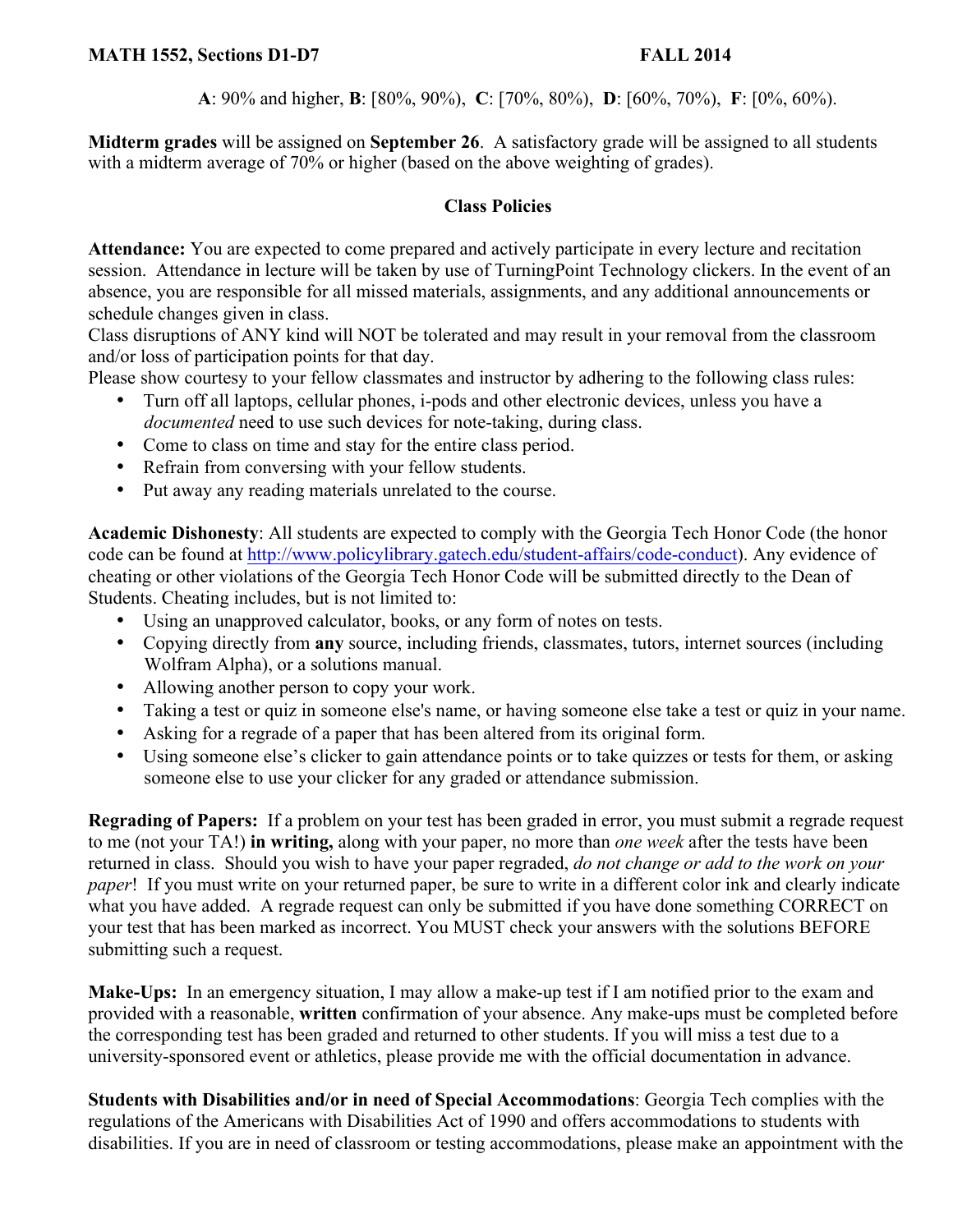**A**: 90% and higher, **B**: [80%, 90%), **C**: [70%, 80%), **D**: [60%, 70%), **F**: [0%, 60%).

**Midterm grades** will be assigned on **September 26**. A satisfactory grade will be assigned to all students with a midterm average of 70% or higher (based on the above weighting of grades).

## Class Policies

**Attendance:** You are expected to come prepared and actively participate in every lecture and recitation session. Attendance in lecture will be taken by use of TurningPoint Technology clickers. In the event of an absence, you are responsible for all missed materials, assignments, and any additional announcements or schedule changes given in class.
Class disruptions of ANY kind will NOT be tolerated and may result in your removal from the classroom and/or loss of participation points for that day.
Please show courtesy to your fellow classmates and instructor by adhering to the following class rules:

- Turn off all laptops, cellular phones, i-pods and other electronic devices, unless you have a *documented* need to use such devices for note-taking, during class.
- Come to class on time and stay for the entire class period.
- Refrain from conversing with your fellow students.
- Put away any reading materials unrelated to the course.

**Academic Dishonesty**: All students are expected to comply with the Georgia Tech Honor Code (the honor code can be found at http://www.policylibrary.gatech.edu/student-affairs/code-conduct). Any evidence of cheating or other violations of the Georgia Tech Honor Code will be submitted directly to the Dean of Students. Cheating includes, but is not limited to:

- Using an unapproved calculator, books, or any form of notes on tests.
- Copying directly from **any** source, including friends, classmates, tutors, internet sources (including Wolfram Alpha), or a solutions manual.
- Allowing another person to copy your work.
- Taking a test or quiz in someone else's name, or having someone else take a test or quiz in your name.
- Asking for a regrade of a paper that has been altered from its original form.
- Using someone else's clicker to gain attendance points or to take quizzes or tests for them, or asking someone else to use your clicker for any graded or attendance submission.

**Regrading of Papers:** If a problem on your test has been graded in error, you must submit a regrade request to me (not your TA!) **in writing,** along with your paper, no more than *one week* after the tests have been returned in class. Should you wish to have your paper regraded, *do not change or add to the work on your paper*! If you must write on your returned paper, be sure to write in a different color ink and clearly indicate what you have added. A regrade request can only be submitted if you have done something CORRECT on your test that has been marked as incorrect. You MUST check your answers with the solutions BEFORE submitting such a request.

**Make-Ups:** In an emergency situation, I may allow a make-up test if I am notified prior to the exam and provided with a reasonable, **written** confirmation of your absence. Any make-ups must be completed before the corresponding test has been graded and returned to other students. If you will miss a test due to a university-sponsored event or athletics, please provide me with the official documentation in advance.

**Students with Disabilities and/or in need of Special Accommodations**: Georgia Tech complies with the regulations of the Americans with Disabilities Act of 1990 and offers accommodations to students with disabilities. If you are in need of classroom or testing accommodations, please make an appointment with the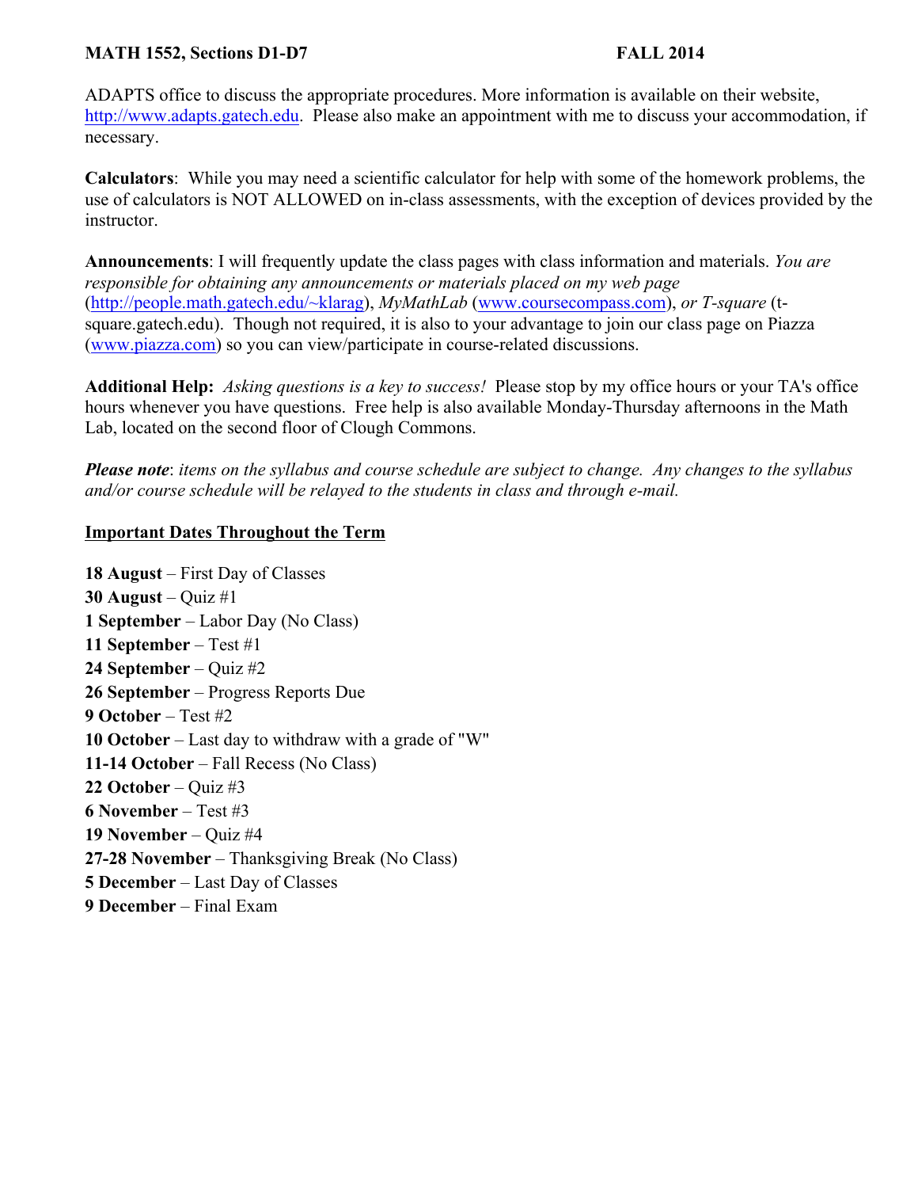ADAPTS office to discuss the appropriate procedures. More information is available on their website, http://www.adapts.gatech.edu. Please also make an appointment with me to discuss your accommodation, if necessary.

**Calculators**: While you may need a scientific calculator for help with some of the homework problems, the use of calculators is NOT ALLOWED on in-class assessments, with the exception of devices provided by the instructor.

**Announcements**: I will frequently update the class pages with class information and materials. *You are responsible for obtaining any announcements or materials placed on my web page* (http://people.math.gatech.edu/~klarag), *MyMathLab* (www.coursecompass.com), *or T-square* (t-square.gatech.edu). Though not required, it is also to your advantage to join our class page on Piazza (www.piazza.com) so you can view/participate in course-related discussions.

**Additional Help:** *Asking questions is a key to success!* Please stop by my office hours or your TA's office hours whenever you have questions. Free help is also available Monday-Thursday afternoons in the Math Lab, located on the second floor of Clough Commons.

***Please note***: *items on the syllabus and course schedule are subject to change. Any changes to the syllabus and/or course schedule will be relayed to the students in class and through e-mail.*

## Important Dates Throughout the Term

**18 August** – First Day of Classes
**30 August** – Quiz #1
**1 September** – Labor Day (No Class)
**11 September** – Test #1
**24 September** – Quiz #2
**26 September** – Progress Reports Due
**9 October** – Test #2
**10 October** – Last day to withdraw with a grade of "W"
**11-14 October** – Fall Recess (No Class)
**22 October** – Quiz #3
**6 November** – Test #3
**19 November** – Quiz #4
**27-28 November** – Thanksgiving Break (No Class)
**5 December** – Last Day of Classes
**9 December** – Final Exam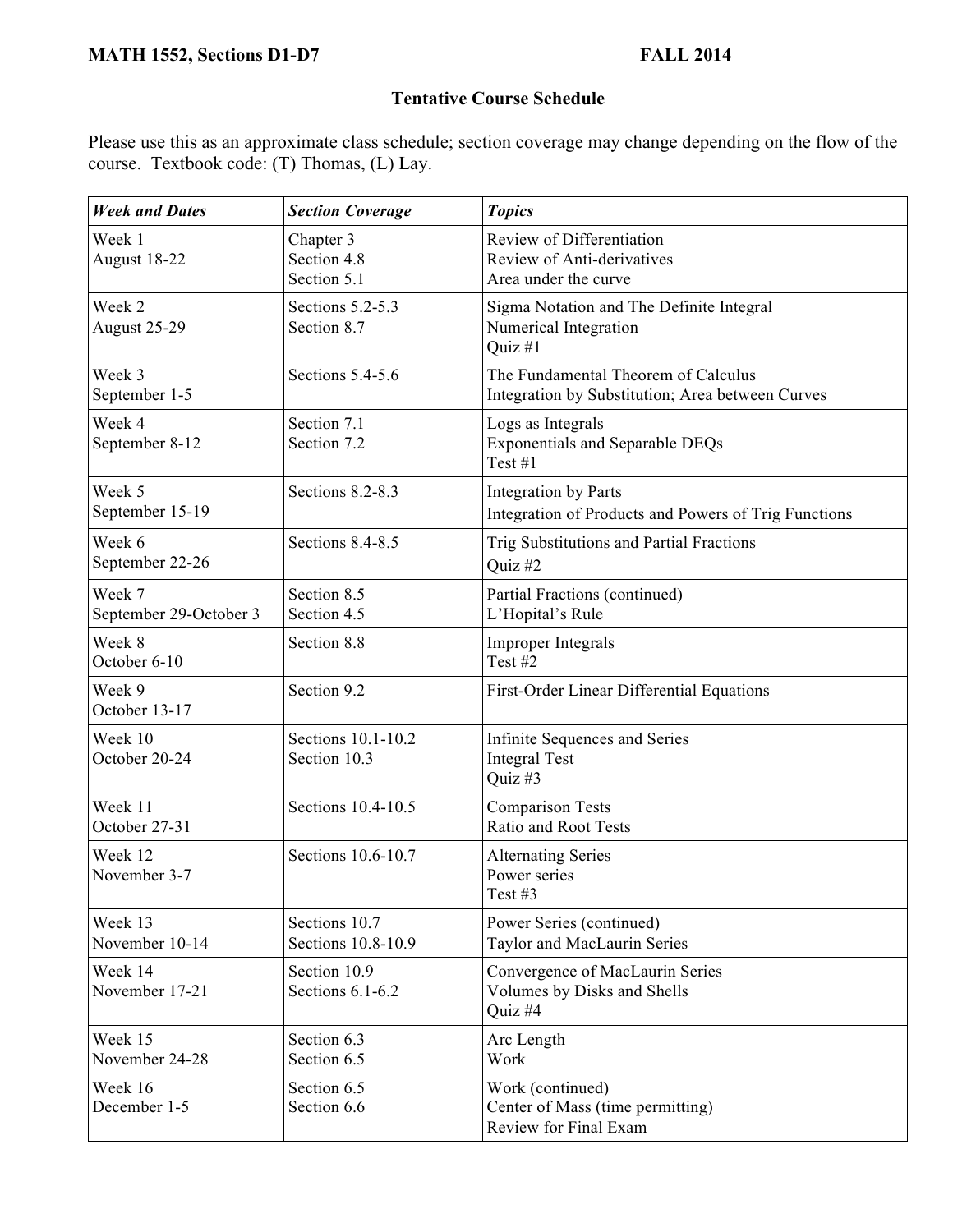**MATH 1552, Sections D1-D7** **FALL 2014**

**Tentative Course Schedule**

Please use this as an approximate class schedule; section coverage may change depending on the flow of the course. Textbook code: (T) Thomas, (L) Lay.

| ***Week and Dates*** | ***Section Coverage*** | ***Topics*** |
|---|---|---|
| Week 1<br>August 18-22 | Chapter 3<br>Section 4.8<br>Section 5.1 | Review of Differentiation<br>Review of Anti-derivatives<br>Area under the curve |
| Week 2<br>August 25-29 | Sections 5.2-5.3<br>Section 8.7 | Sigma Notation and The Definite Integral<br>Numerical Integration<br>Quiz #1 |
| Week 3<br>September 1-5 | Sections 5.4-5.6 | The Fundamental Theorem of Calculus<br>Integration by Substitution; Area between Curves |
| Week 4<br>September 8-12 | Section 7.1<br>Section 7.2 | Logs as Integrals<br>Exponentials and Separable DEQs<br>Test #1 |
| Week 5<br>September 15-19 | Sections 8.2-8.3 | Integration by Parts<br>Integration of Products and Powers of Trig Functions |
| Week 6<br>September 22-26 | Sections 8.4-8.5 | Trig Substitutions and Partial Fractions<br>Quiz #2 |
| Week 7<br>September 29-October 3 | Section 8.5<br>Section 4.5 | Partial Fractions (continued)<br>L'Hopital's Rule |
| Week 8<br>October 6-10 | Section 8.8 | Improper Integrals<br>Test #2 |
| Week 9<br>October 13-17 | Section 9.2 | First-Order Linear Differential Equations |
| Week 10<br>October 20-24 | Sections 10.1-10.2<br>Section 10.3 | Infinite Sequences and Series<br>Integral Test<br>Quiz #3 |
| Week 11<br>October 27-31 | Sections 10.4-10.5 | Comparison Tests<br>Ratio and Root Tests |
| Week 12<br>November 3-7 | Sections 10.6-10.7 | Alternating Series<br>Power series<br>Test #3 |
| Week 13<br>November 10-14 | Sections 10.7<br>Sections 10.8-10.9 | Power Series (continued)<br>Taylor and MacLaurin Series |
| Week 14<br>November 17-21 | Section 10.9<br>Sections 6.1-6.2 | Convergence of MacLaurin Series<br>Volumes by Disks and Shells<br>Quiz #4 |
| Week 15<br>November 24-28 | Section 6.3<br>Section 6.5 | Arc Length<br>Work |
| Week 16<br>December 1-5 | Section 6.5<br>Section 6.6 | Work (continued)<br>Center of Mass (time permitting)<br>Review for Final Exam |